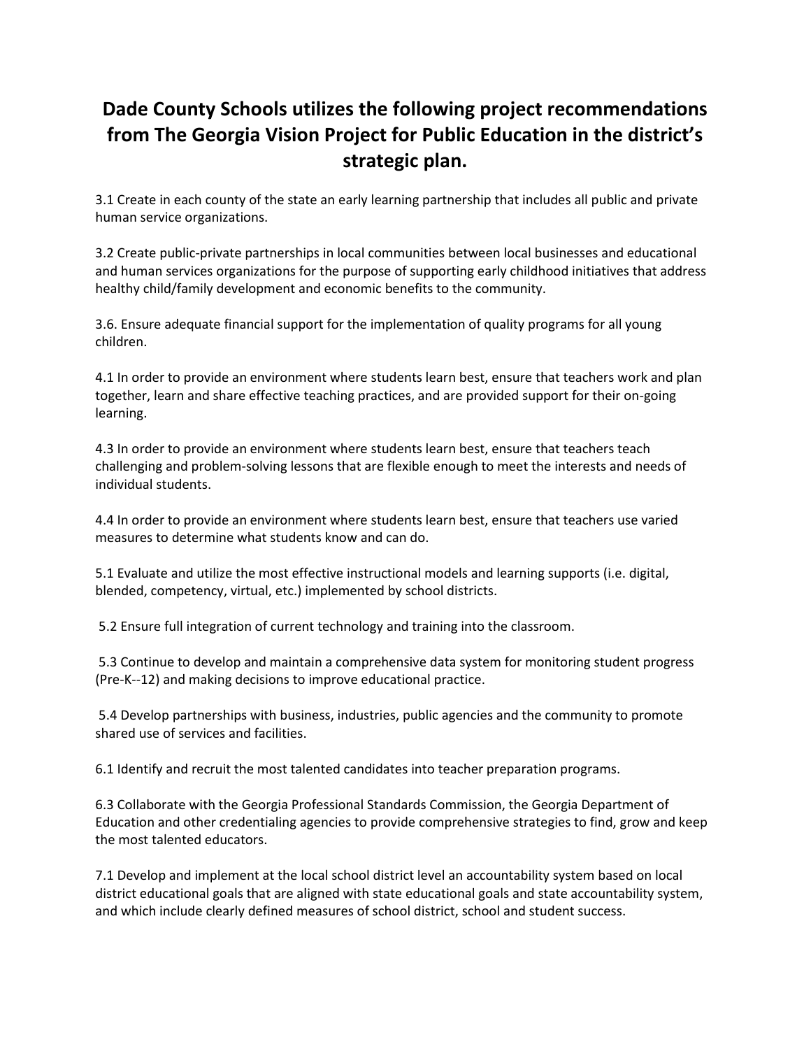# Dade County Schools utilizes the following project recommendations from The Georgia Vision Project for Public Education in the district's strategic plan.

3.1 Create in each county of the state an early learning partnership that includes all public and private human service organizations.

3.2 Create public-private partnerships in local communities between local businesses and educational and human services organizations for the purpose of supporting early childhood initiatives that address healthy child/family development and economic benefits to the community.

3.6. Ensure adequate financial support for the implementation of quality programs for all young children.

4.1 In order to provide an environment where students learn best, ensure that teachers work and plan together, learn and share effective teaching practices, and are provided support for their on-going learning.

4.3 In order to provide an environment where students learn best, ensure that teachers teach challenging and problem-solving lessons that are flexible enough to meet the interests and needs of individual students.

4.4 In order to provide an environment where students learn best, ensure that teachers use varied measures to determine what students know and can do.

5.1 Evaluate and utilize the most effective instructional models and learning supports (i.e. digital, blended, competency, virtual, etc.) implemented by school districts.

5.2 Ensure full integration of current technology and training into the classroom.

5.3 Continue to develop and maintain a comprehensive data system for monitoring student progress (Pre-K--12) and making decisions to improve educational practice.

5.4 Develop partnerships with business, industries, public agencies and the community to promote shared use of services and facilities.

6.1 Identify and recruit the most talented candidates into teacher preparation programs.

6.3 Collaborate with the Georgia Professional Standards Commission, the Georgia Department of Education and other credentialing agencies to provide comprehensive strategies to find, grow and keep the most talented educators.

7.1 Develop and implement at the local school district level an accountability system based on local district educational goals that are aligned with state educational goals and state accountability system, and which include clearly defined measures of school district, school and student success.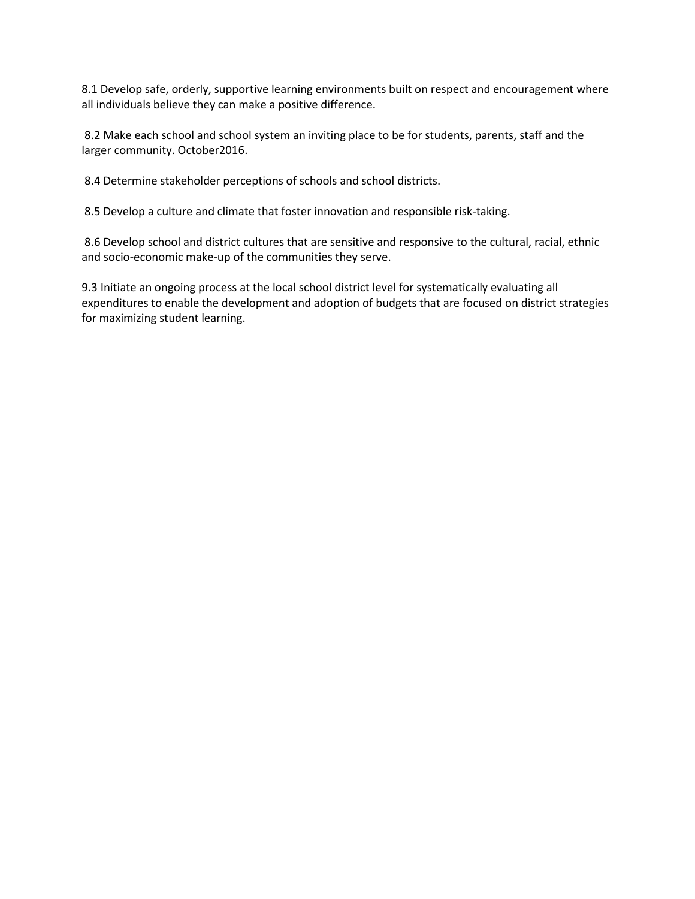8.1 Develop safe, orderly, supportive learning environments built on respect and encouragement where all individuals believe they can make a positive difference.

8.2 Make each school and school system an inviting place to be for students, parents, staff and the larger community. October2016.

8.4 Determine stakeholder perceptions of schools and school districts.

8.5 Develop a culture and climate that foster innovation and responsible risk-taking.

8.6 Develop school and district cultures that are sensitive and responsive to the cultural, racial, ethnic and socio-economic make-up of the communities they serve.

9.3 Initiate an ongoing process at the local school district level for systematically evaluating all expenditures to enable the development and adoption of budgets that are focused on district strategies for maximizing student learning.